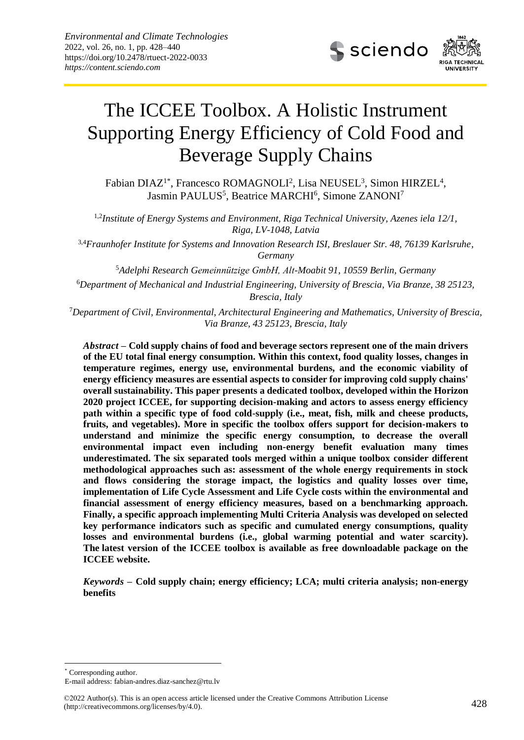# The ICCEE Toolbox. A Holistic Instrument Supporting Energy Efficiency of Cold Food and Beverage Supply Chains

Fabian DIAZ[1*], Francesco ROMAGNOLI[2], Lisa NEUSEL[3], Simon HIRZEL[4], Jasmin PAULUS[5], Beatrice MARCHI[6], Simone ZANONI[7]

[1,2]*Institute of Energy Systems and Environment, Riga Technical University, Azenes iela 12/1, Riga, LV-1048, Latvia*

[3,4]*Fraunhofer Institute for Systems and Innovation Research ISI, Breslauer Str. 48, 76139 Karlsruhe, Germany*

[5]*Adelphi Research Gemeinnützige GmbH, Alt-Moabit 91, 10559 Berlin, Germany*

[6]*Department of Mechanical and Industrial Engineering, University of Brescia, Via Branze, 38 25123, Brescia, Italy*

[7]*Department of Civil, Environmental, Architectural Engineering and Mathematics, University of Brescia, Via Branze, 43 25123, Brescia, Italy*

*Abstract* – **Cold supply chains of food and beverage sectors represent one of the main drivers of the EU total final energy consumption. Within this context, food quality losses, changes in temperature regimes, energy use, environmental burdens, and the economic viability of energy efficiency measures are essential aspects to consider for improving cold supply chains' overall sustainability. This paper presents a dedicated toolbox, developed within the Horizon 2020 project ICCEE, for supporting decision-making and actors to assess energy efficiency path within a specific type of food cold-supply (i.e., meat, fish, milk and cheese products, fruits, and vegetables). More in specific the toolbox offers support for decision-makers to understand and minimize the specific energy consumption, to decrease the overall environmental impact even including non-energy benefit evaluation many times underestimated. The six separated tools merged within a unique toolbox consider different methodological approaches such as: assessment of the whole energy requirements in stock and flows considering the storage impact, the logistics and quality losses over time, implementation of Life Cycle Assessment and Life Cycle costs within the environmental and financial assessment of energy efficiency measures, based on a benchmarking approach. Finally, a specific approach implementing Multi Criteria Analysis was developed on selected key performance indicators such as specific and cumulated energy consumptions, quality losses and environmental burdens (i.e., global warming potential and water scarcity). The latest version of the ICCEE toolbox is available as free downloadable package on the ICCEE website.**

*Keywords* – **Cold supply chain; energy efficiency; LCA; multi criteria analysis; non-energy benefits**

---

[*] Corresponding author.
E-mail address: fabian-andres.diaz-sanchez@rtu.lv

©2022 Author(s). This is an open access article licensed under the Creative Commons Attribution License (http://creativecommons.org/licenses/by/4.0).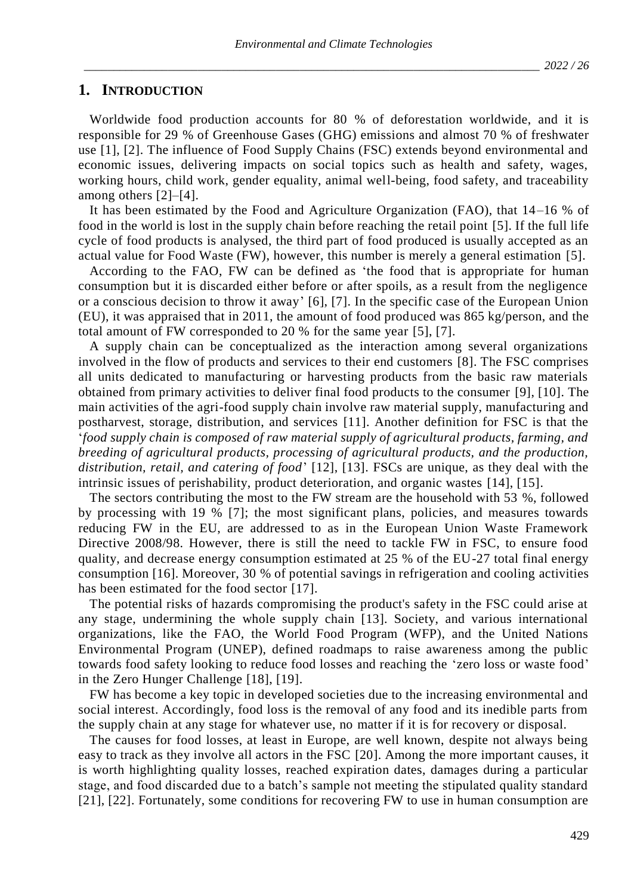## 1. INTRODUCTION

Worldwide food production accounts for 80 % of deforestation worldwide, and it is responsible for 29 % of Greenhouse Gases (GHG) emissions and almost 70 % of freshwater use [1], [2]. The influence of Food Supply Chains (FSC) extends beyond environmental and economic issues, delivering impacts on social topics such as health and safety, wages, working hours, child work, gender equality, animal well-being, food safety, and traceability among others [2]–[4].

It has been estimated by the Food and Agriculture Organization (FAO), that 14–16 % of food in the world is lost in the supply chain before reaching the retail point [5]. If the full life cycle of food products is analysed, the third part of food produced is usually accepted as an actual value for Food Waste (FW), however, this number is merely a general estimation [5].

According to the FAO, FW can be defined as 'the food that is appropriate for human consumption but it is discarded either before or after spoils, as a result from the negligence or a conscious decision to throw it away' [6], [7]. In the specific case of the European Union (EU), it was appraised that in 2011, the amount of food produced was 865 kg/person, and the total amount of FW corresponded to 20 % for the same year [5], [7].

A supply chain can be conceptualized as the interaction among several organizations involved in the flow of products and services to their end customers [8]. The FSC comprises all units dedicated to manufacturing or harvesting products from the basic raw materials obtained from primary activities to deliver final food products to the consumer [9], [10]. The main activities of the agri-food supply chain involve raw material supply, manufacturing and postharvest, storage, distribution, and services [11]. Another definition for FSC is that the '*food supply chain is composed of raw material supply of agricultural products, farming, and breeding of agricultural products, processing of agricultural products, and the production, distribution, retail, and catering of food*' [12], [13]. FSCs are unique, as they deal with the intrinsic issues of perishability, product deterioration, and organic wastes [14], [15].

The sectors contributing the most to the FW stream are the household with 53 %, followed by processing with 19 % [7]; the most significant plans, policies, and measures towards reducing FW in the EU, are addressed to as in the European Union Waste Framework Directive 2008/98. However, there is still the need to tackle FW in FSC, to ensure food quality, and decrease energy consumption estimated at 25 % of the EU-27 total final energy consumption [16]. Moreover, 30 % of potential savings in refrigeration and cooling activities has been estimated for the food sector [17].

The potential risks of hazards compromising the product's safety in the FSC could arise at any stage, undermining the whole supply chain [13]. Society, and various international organizations, like the FAO, the World Food Program (WFP), and the United Nations Environmental Program (UNEP), defined roadmaps to raise awareness among the public towards food safety looking to reduce food losses and reaching the 'zero loss or waste food' in the Zero Hunger Challenge [18], [19].

FW has become a key topic in developed societies due to the increasing environmental and social interest. Accordingly, food loss is the removal of any food and its inedible parts from the supply chain at any stage for whatever use, no matter if it is for recovery or disposal.

The causes for food losses, at least in Europe, are well known, despite not always being easy to track as they involve all actors in the FSC [20]. Among the more important causes, it is worth highlighting quality losses, reached expiration dates, damages during a particular stage, and food discarded due to a batch's sample not meeting the stipulated quality standard [21], [22]. Fortunately, some conditions for recovering FW to use in human consumption are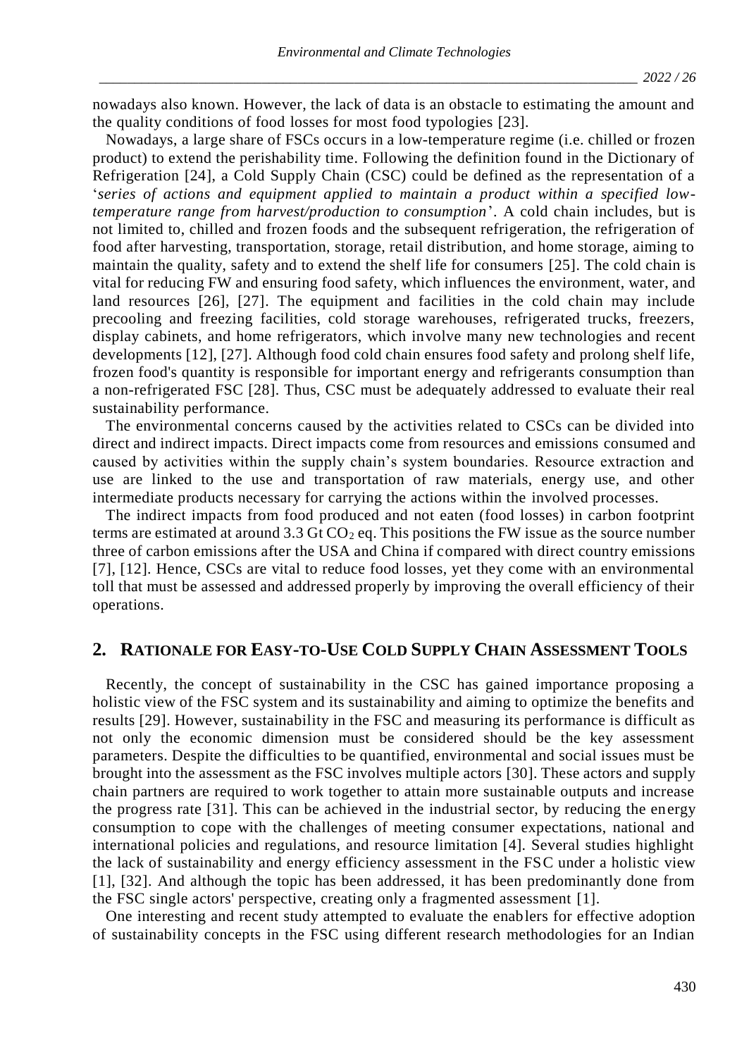nowadays also known. However, the lack of data is an obstacle to estimating the amount and the quality conditions of food losses for most food typologies [23].

Nowadays, a large share of FSCs occurs in a low-temperature regime (i.e. chilled or frozen product) to extend the perishability time. Following the definition found in the Dictionary of Refrigeration [24], a Cold Supply Chain (CSC) could be defined as the representation of a '*series of actions and equipment applied to maintain a product within a specified low-temperature range from harvest/production to consumption*'. A cold chain includes, but is not limited to, chilled and frozen foods and the subsequent refrigeration, the refrigeration of food after harvesting, transportation, storage, retail distribution, and home storage, aiming to maintain the quality, safety and to extend the shelf life for consumers [25]. The cold chain is vital for reducing FW and ensuring food safety, which influences the environment, water, and land resources [26], [27]. The equipment and facilities in the cold chain may include precooling and freezing facilities, cold storage warehouses, refrigerated trucks, freezers, display cabinets, and home refrigerators, which involve many new technologies and recent developments [12], [27]. Although food cold chain ensures food safety and prolong shelf life, frozen food's quantity is responsible for important energy and refrigerants consumption than a non-refrigerated FSC [28]. Thus, CSC must be adequately addressed to evaluate their real sustainability performance.

The environmental concerns caused by the activities related to CSCs can be divided into direct and indirect impacts. Direct impacts come from resources and emissions consumed and caused by activities within the supply chain's system boundaries. Resource extraction and use are linked to the use and transportation of raw materials, energy use, and other intermediate products necessary for carrying the actions within the involved processes.

The indirect impacts from food produced and not eaten (food losses) in carbon footprint terms are estimated at around 3.3 Gt $CO_2$ eq. This positions the FW issue as the source number three of carbon emissions after the USA and China if compared with direct country emissions [7], [12]. Hence, CSCs are vital to reduce food losses, yet they come with an environmental toll that must be assessed and addressed properly by improving the overall efficiency of their operations.

## 2. RATIONALE FOR EASY-TO-USE COLD SUPPLY CHAIN ASSESSMENT TOOLS

Recently, the concept of sustainability in the CSC has gained importance proposing a holistic view of the FSC system and its sustainability and aiming to optimize the benefits and results [29]. However, sustainability in the FSC and measuring its performance is difficult as not only the economic dimension must be considered should be the key assessment parameters. Despite the difficulties to be quantified, environmental and social issues must be brought into the assessment as the FSC involves multiple actors [30]. These actors and supply chain partners are required to work together to attain more sustainable outputs and increase the progress rate [31]. This can be achieved in the industrial sector, by reducing the energy consumption to cope with the challenges of meeting consumer expectations, national and international policies and regulations, and resource limitation [4]. Several studies highlight the lack of sustainability and energy efficiency assessment in the FSC under a holistic view [1], [32]. And although the topic has been addressed, it has been predominantly done from the FSC single actors' perspective, creating only a fragmented assessment [1].

One interesting and recent study attempted to evaluate the enablers for effective adoption of sustainability concepts in the FSC using different research methodologies for an Indian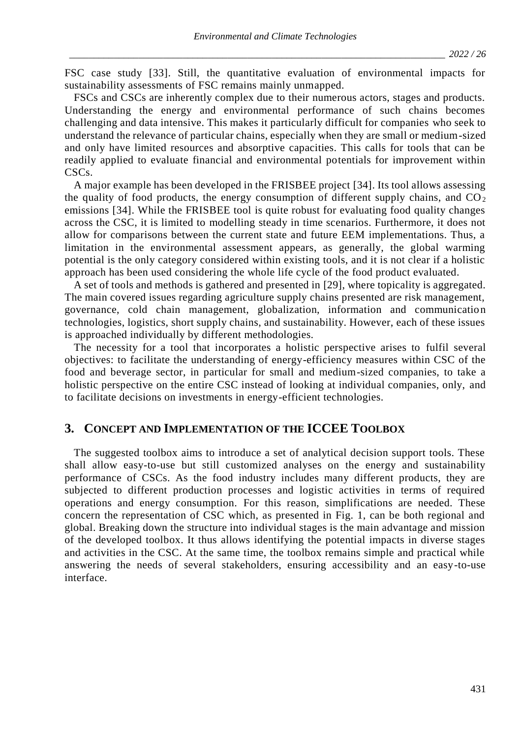FSC case study [33]. Still, the quantitative evaluation of environmental impacts for sustainability assessments of FSC remains mainly unmapped.

FSCs and CSCs are inherently complex due to their numerous actors, stages and products. Understanding the energy and environmental performance of such chains becomes challenging and data intensive. This makes it particularly difficult for companies who seek to understand the relevance of particular chains, especially when they are small or medium-sized and only have limited resources and absorptive capacities. This calls for tools that can be readily applied to evaluate financial and environmental potentials for improvement within CSCs.

A major example has been developed in the FRISBEE project [34]. Its tool allows assessing the quality of food products, the energy consumption of different supply chains, and $CO_2$ emissions [34]. While the FRISBEE tool is quite robust for evaluating food quality changes across the CSC, it is limited to modelling steady in time scenarios. Furthermore, it does not allow for comparisons between the current state and future EEM implementations. Thus, a limitation in the environmental assessment appears, as generally, the global warming potential is the only category considered within existing tools, and it is not clear if a holistic approach has been used considering the whole life cycle of the food product evaluated.

A set of tools and methods is gathered and presented in [29], where topicality is aggregated. The main covered issues regarding agriculture supply chains presented are risk management, governance, cold chain management, globalization, information and communication technologies, logistics, short supply chains, and sustainability. However, each of these issues is approached individually by different methodologies.

The necessity for a tool that incorporates a holistic perspective arises to fulfil several objectives: to facilitate the understanding of energy-efficiency measures within CSC of the food and beverage sector, in particular for small and medium-sized companies, to take a holistic perspective on the entire CSC instead of looking at individual companies, only, and to facilitate decisions on investments in energy-efficient technologies.

## 3. Concept and Implementation of the ICCEE Toolbox

The suggested toolbox aims to introduce a set of analytical decision support tools. These shall allow easy-to-use but still customized analyses on the energy and sustainability performance of CSCs. As the food industry includes many different products, they are subjected to different production processes and logistic activities in terms of required operations and energy consumption. For this reason, simplifications are needed. These concern the representation of CSC which, as presented in Fig. 1, can be both regional and global. Breaking down the structure into individual stages is the main advantage and mission of the developed toolbox. It thus allows identifying the potential impacts in diverse stages and activities in the CSC. At the same time, the toolbox remains simple and practical while answering the needs of several stakeholders, ensuring accessibility and an easy-to-use interface.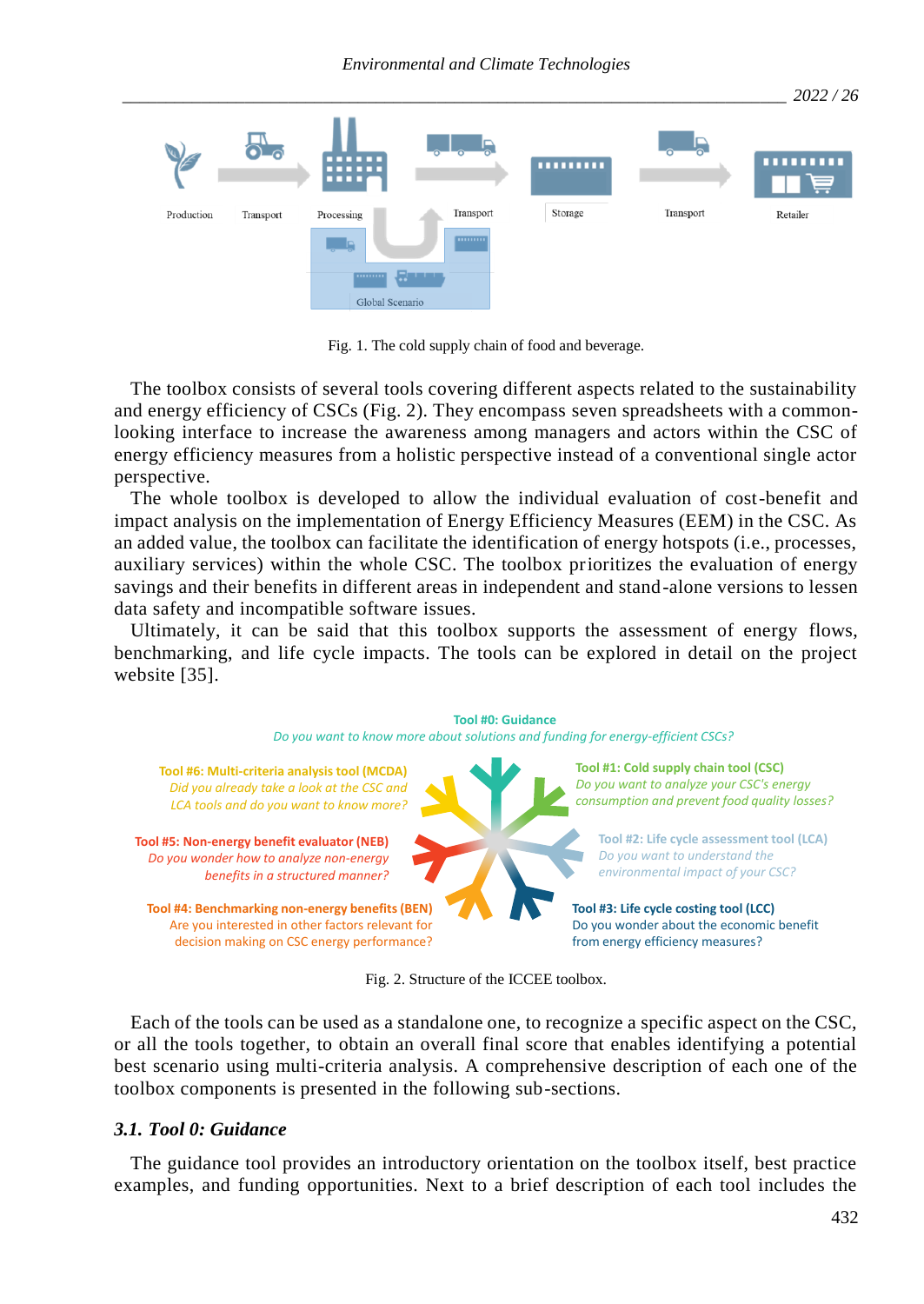Fig. 1. The cold supply chain of food and beverage.

The toolbox consists of several tools covering different aspects related to the sustainability and energy efficiency of CSCs (Fig. 2). They encompass seven spreadsheets with a common-looking interface to increase the awareness among managers and actors within the CSC of energy efficiency measures from a holistic perspective instead of a conventional single actor perspective.

The whole toolbox is developed to allow the individual evaluation of cost-benefit and impact analysis on the implementation of Energy Efficiency Measures (EEM) in the CSC. As an added value, the toolbox can facilitate the identification of energy hotspots (i.e., processes, auxiliary services) within the whole CSC. The toolbox prioritizes the evaluation of energy savings and their benefits in different areas in independent and stand-alone versions to lessen data safety and incompatible software issues.

Ultimately, it can be said that this toolbox supports the assessment of energy flows, benchmarking, and life cycle impacts. The tools can be explored in detail on the project website [35].

Fig. 2. Structure of the ICCEE toolbox.

Each of the tools can be used as a standalone one, to recognize a specific aspect on the CSC, or all the tools together, to obtain an overall final score that enables identifying a potential best scenario using multi-criteria analysis. A comprehensive description of each one of the toolbox components is presented in the following sub-sections.

### *3.1. Tool 0: Guidance*

The guidance tool provides an introductory orientation on the toolbox itself, best practice examples, and funding opportunities. Next to a brief description of each tool includes the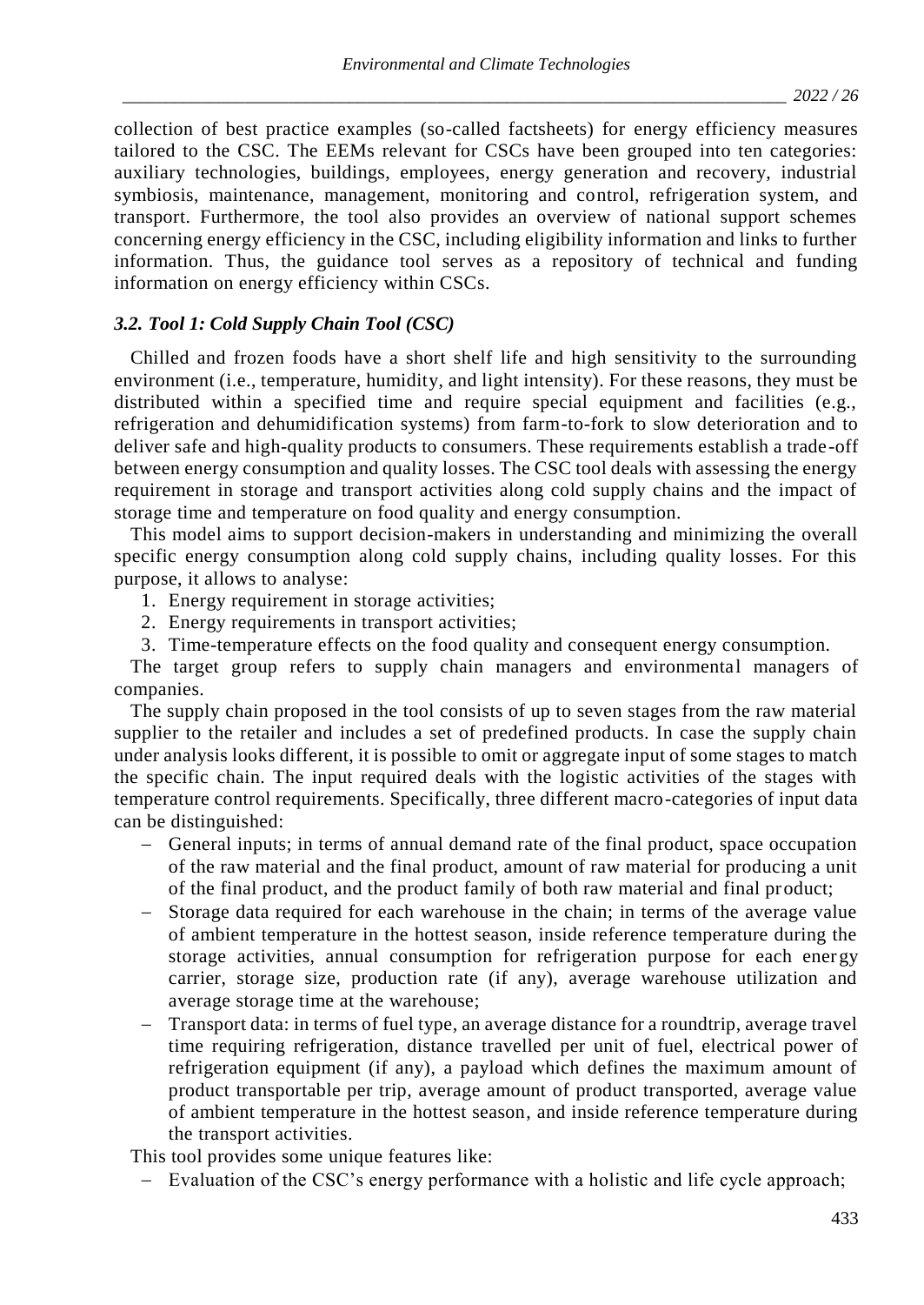collection of best practice examples (so-called factsheets) for energy efficiency measures tailored to the CSC. The EEMs relevant for CSCs have been grouped into ten categories: auxiliary technologies, buildings, employees, energy generation and recovery, industrial symbiosis, maintenance, management, monitoring and control, refrigeration system, and transport. Furthermore, the tool also provides an overview of national support schemes concerning energy efficiency in the CSC, including eligibility information and links to further information. Thus, the guidance tool serves as a repository of technical and funding information on energy efficiency within CSCs.

### *3.2. Tool 1: Cold Supply Chain Tool (CSC)*

Chilled and frozen foods have a short shelf life and high sensitivity to the surrounding environment (i.e., temperature, humidity, and light intensity). For these reasons, they must be distributed within a specified time and require special equipment and facilities (e.g., refrigeration and dehumidification systems) from farm-to-fork to slow deterioration and to deliver safe and high-quality products to consumers. These requirements establish a trade-off between energy consumption and quality losses. The CSC tool deals with assessing the energy requirement in storage and transport activities along cold supply chains and the impact of storage time and temperature on food quality and energy consumption.

This model aims to support decision-makers in understanding and minimizing the overall specific energy consumption along cold supply chains, including quality losses. For this purpose, it allows to analyse:

1. Energy requirement in storage activities;
2. Energy requirements in transport activities;
3. Time-temperature effects on the food quality and consequent energy consumption.

The target group refers to supply chain managers and environmental managers of companies.

The supply chain proposed in the tool consists of up to seven stages from the raw material supplier to the retailer and includes a set of predefined products. In case the supply chain under analysis looks different, it is possible to omit or aggregate input of some stages to match the specific chain. The input required deals with the logistic activities of the stages with temperature control requirements. Specifically, three different macro-categories of input data can be distinguished:

- General inputs; in terms of annual demand rate of the final product, space occupation of the raw material and the final product, amount of raw material for producing a unit of the final product, and the product family of both raw material and final product;
- Storage data required for each warehouse in the chain; in terms of the average value of ambient temperature in the hottest season, inside reference temperature during the storage activities, annual consumption for refrigeration purpose for each energy carrier, storage size, production rate (if any), average warehouse utilization and average storage time at the warehouse;
- Transport data: in terms of fuel type, an average distance for a roundtrip, average travel time requiring refrigeration, distance travelled per unit of fuel, electrical power of refrigeration equipment (if any), a payload which defines the maximum amount of product transportable per trip, average amount of product transported, average value of ambient temperature in the hottest season, and inside reference temperature during the transport activities.

This tool provides some unique features like:

- Evaluation of the CSC's energy performance with a holistic and life cycle approach;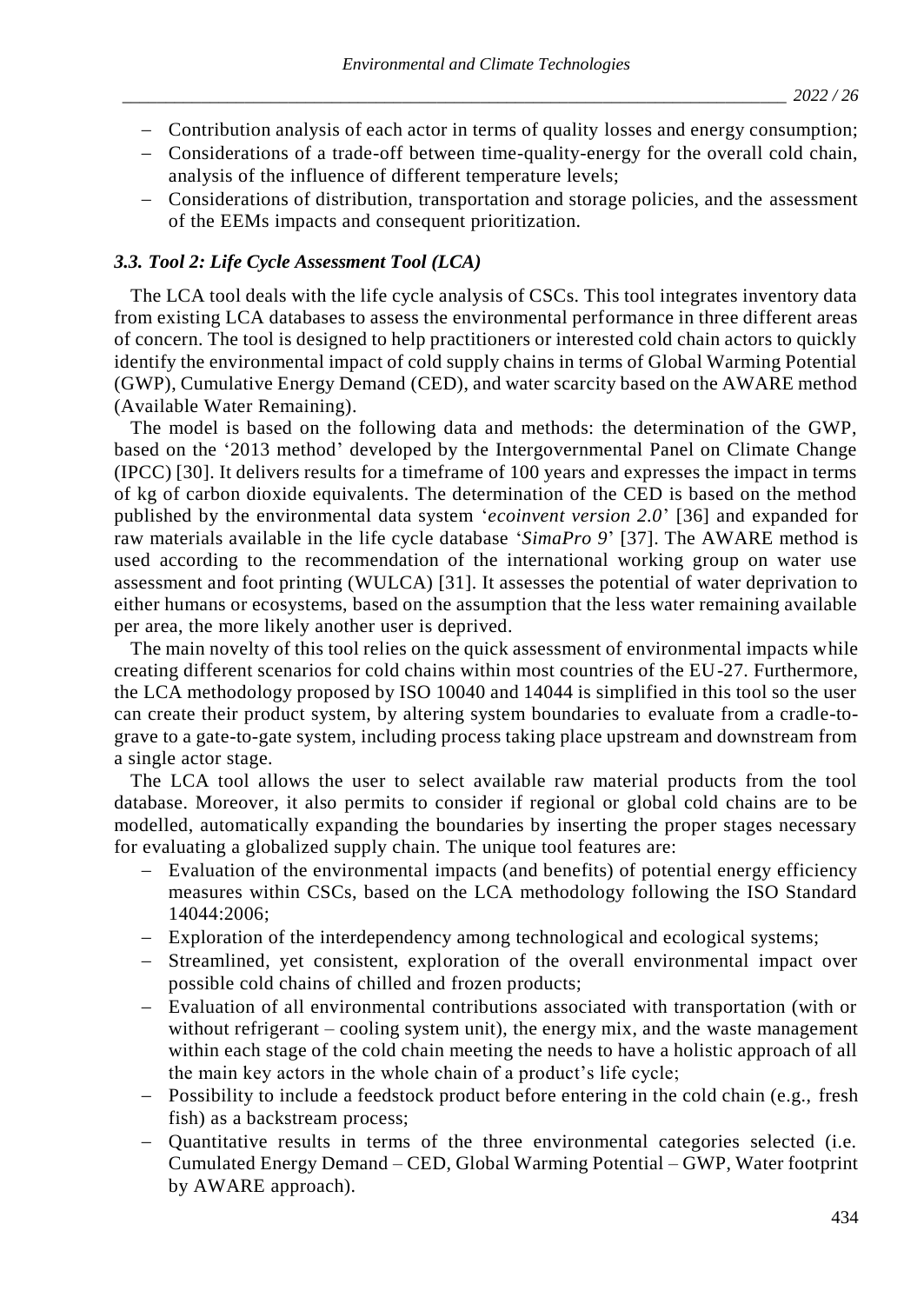- Contribution analysis of each actor in terms of quality losses and energy consumption;
- Considerations of a trade-off between time-quality-energy for the overall cold chain, analysis of the influence of different temperature levels;
- Considerations of distribution, transportation and storage policies, and the assessment of the EEMs impacts and consequent prioritization.

### *3.3. Tool 2: Life Cycle Assessment Tool (LCA)*

The LCA tool deals with the life cycle analysis of CSCs. This tool integrates inventory data from existing LCA databases to assess the environmental performance in three different areas of concern. The tool is designed to help practitioners or interested cold chain actors to quickly identify the environmental impact of cold supply chains in terms of Global Warming Potential (GWP), Cumulative Energy Demand (CED), and water scarcity based on the AWARE method (Available Water Remaining).

The model is based on the following data and methods: the determination of the GWP, based on the '2013 method' developed by the Intergovernmental Panel on Climate Change (IPCC) [30]. It delivers results for a timeframe of 100 years and expresses the impact in terms of kg of carbon dioxide equivalents. The determination of the CED is based on the method published by the environmental data system '*ecoinvent version 2.0*' [36] and expanded for raw materials available in the life cycle database '*SimaPro 9*' [37]. The AWARE method is used according to the recommendation of the international working group on water use assessment and foot printing (WULCA) [31]. It assesses the potential of water deprivation to either humans or ecosystems, based on the assumption that the less water remaining available per area, the more likely another user is deprived.

The main novelty of this tool relies on the quick assessment of environmental impacts while creating different scenarios for cold chains within most countries of the EU-27. Furthermore, the LCA methodology proposed by ISO 10040 and 14044 is simplified in this tool so the user can create their product system, by altering system boundaries to evaluate from a cradle-to-grave to a gate-to-gate system, including process taking place upstream and downstream from a single actor stage.

The LCA tool allows the user to select available raw material products from the tool database. Moreover, it also permits to consider if regional or global cold chains are to be modelled, automatically expanding the boundaries by inserting the proper stages necessary for evaluating a globalized supply chain. The unique tool features are:

- Evaluation of the environmental impacts (and benefits) of potential energy efficiency measures within CSCs, based on the LCA methodology following the ISO Standard 14044:2006;
- Exploration of the interdependency among technological and ecological systems;
- Streamlined, yet consistent, exploration of the overall environmental impact over possible cold chains of chilled and frozen products;
- Evaluation of all environmental contributions associated with transportation (with or without refrigerant – cooling system unit), the energy mix, and the waste management within each stage of the cold chain meeting the needs to have a holistic approach of all the main key actors in the whole chain of a product's life cycle;
- Possibility to include a feedstock product before entering in the cold chain (e.g., fresh fish) as a backstream process;
- Quantitative results in terms of the three environmental categories selected (i.e. Cumulated Energy Demand – CED, Global Warming Potential – GWP, Water footprint by AWARE approach).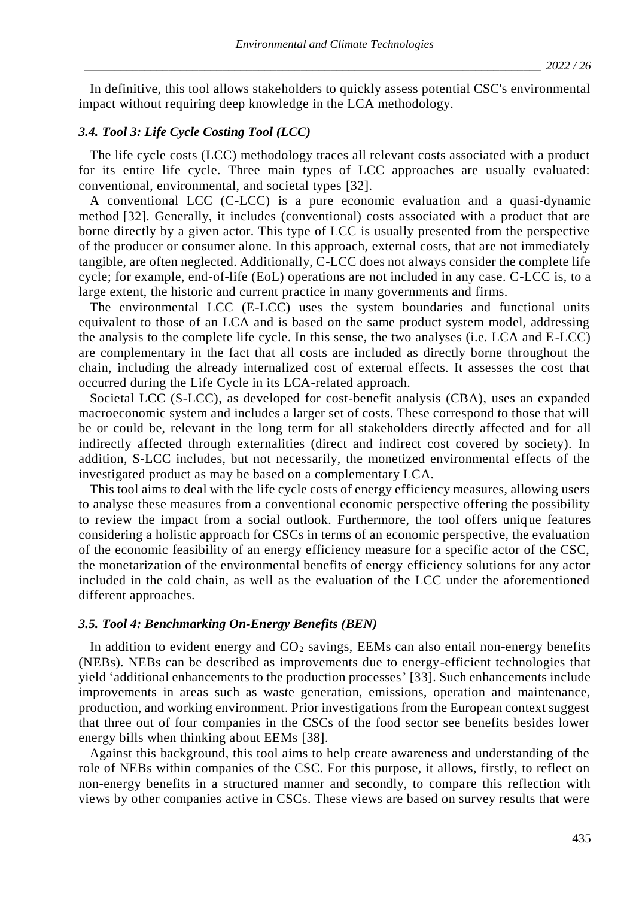In definitive, this tool allows stakeholders to quickly assess potential CSC's environmental impact without requiring deep knowledge in the LCA methodology.

### *3.4. Tool 3: Life Cycle Costing Tool (LCC)*

The life cycle costs (LCC) methodology traces all relevant costs associated with a product for its entire life cycle. Three main types of LCC approaches are usually evaluated: conventional, environmental, and societal types [32].

A conventional LCC (C-LCC) is a pure economic evaluation and a quasi-dynamic method [32]. Generally, it includes (conventional) costs associated with a product that are borne directly by a given actor. This type of LCC is usually presented from the perspective of the producer or consumer alone. In this approach, external costs, that are not immediately tangible, are often neglected. Additionally, C-LCC does not always consider the complete life cycle; for example, end-of-life (EoL) operations are not included in any case. C-LCC is, to a large extent, the historic and current practice in many governments and firms.

The environmental LCC (E-LCC) uses the system boundaries and functional units equivalent to those of an LCA and is based on the same product system model, addressing the analysis to the complete life cycle. In this sense, the two analyses (i.e. LCA and E-LCC) are complementary in the fact that all costs are included as directly borne throughout the chain, including the already internalized cost of external effects. It assesses the cost that occurred during the Life Cycle in its LCA-related approach.

Societal LCC (S-LCC), as developed for cost-benefit analysis (CBA), uses an expanded macroeconomic system and includes a larger set of costs. These correspond to those that will be or could be, relevant in the long term for all stakeholders directly affected and for all indirectly affected through externalities (direct and indirect cost covered by society). In addition, S-LCC includes, but not necessarily, the monetized environmental effects of the investigated product as may be based on a complementary LCA.

This tool aims to deal with the life cycle costs of energy efficiency measures, allowing users to analyse these measures from a conventional economic perspective offering the possibility to review the impact from a social outlook. Furthermore, the tool offers unique features considering a holistic approach for CSCs in terms of an economic perspective, the evaluation of the economic feasibility of an energy efficiency measure for a specific actor of the CSC, the monetarization of the environmental benefits of energy efficiency solutions for any actor included in the cold chain, as well as the evaluation of the LCC under the aforementioned different approaches.

### *3.5. Tool 4: Benchmarking On-Energy Benefits (BEN)*

In addition to evident energy and $CO_2$ savings, EEMs can also entail non-energy benefits (NEBs). NEBs can be described as improvements due to energy-efficient technologies that yield 'additional enhancements to the production processes' [33]. Such enhancements include improvements in areas such as waste generation, emissions, operation and maintenance, production, and working environment. Prior investigations from the European context suggest that three out of four companies in the CSCs of the food sector see benefits besides lower energy bills when thinking about EEMs [38].

Against this background, this tool aims to help create awareness and understanding of the role of NEBs within companies of the CSC. For this purpose, it allows, firstly, to reflect on non-energy benefits in a structured manner and secondly, to compare this reflection with views by other companies active in CSCs. These views are based on survey results that were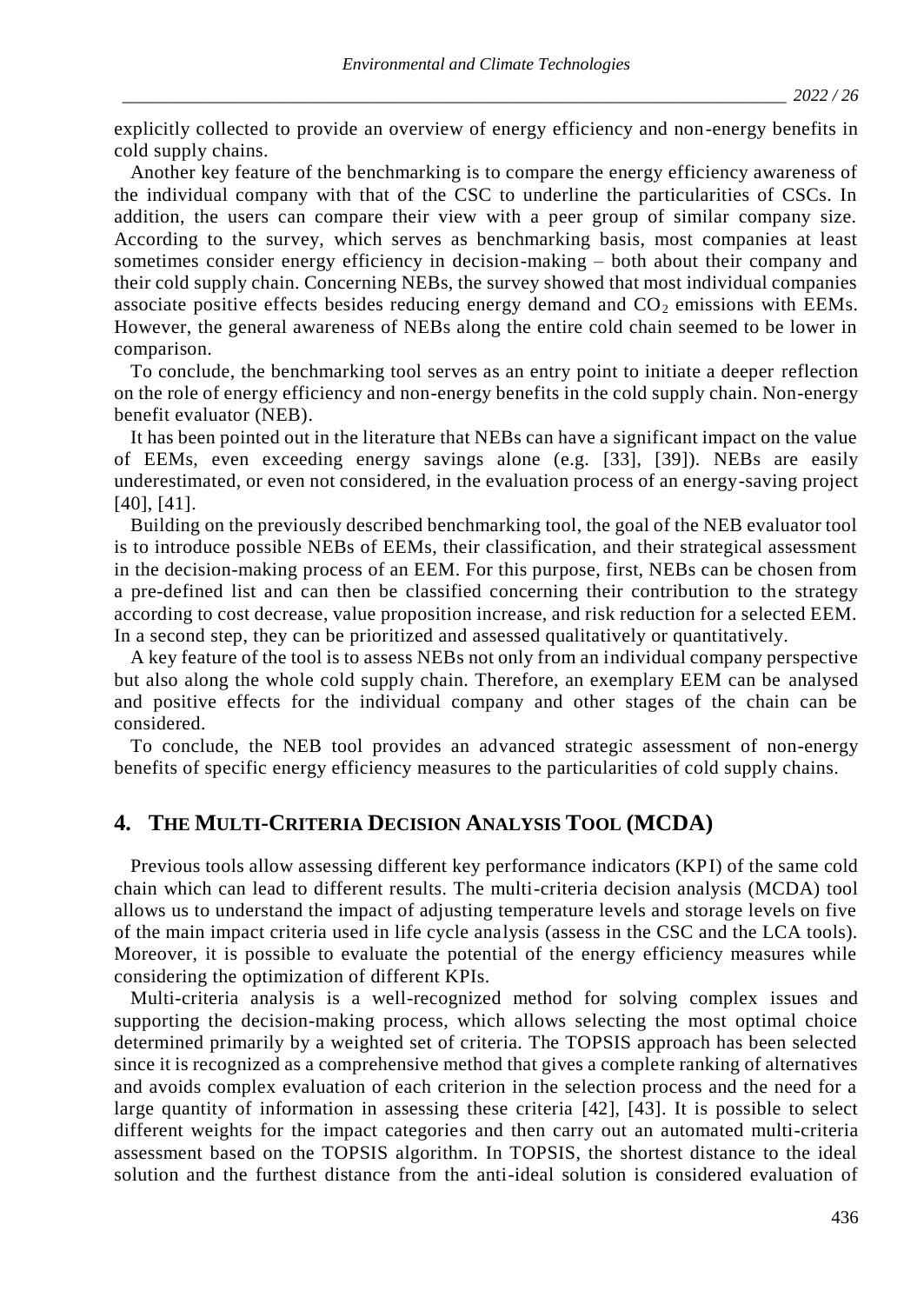explicitly collected to provide an overview of energy efficiency and non-energy benefits in cold supply chains.

Another key feature of the benchmarking is to compare the energy efficiency awareness of the individual company with that of the CSC to underline the particularities of CSCs. In addition, the users can compare their view with a peer group of similar company size. According to the survey, which serves as benchmarking basis, most companies at least sometimes consider energy efficiency in decision-making – both about their company and their cold supply chain. Concerning NEBs, the survey showed that most individual companies associate positive effects besides reducing energy demand and $CO_2$ emissions with EEMs. However, the general awareness of NEBs along the entire cold chain seemed to be lower in comparison.

To conclude, the benchmarking tool serves as an entry point to initiate a deeper reflection on the role of energy efficiency and non-energy benefits in the cold supply chain. Non-energy benefit evaluator (NEB).

It has been pointed out in the literature that NEBs can have a significant impact on the value of EEMs, even exceeding energy savings alone (e.g. [33], [39]). NEBs are easily underestimated, or even not considered, in the evaluation process of an energy-saving project [40], [41].

Building on the previously described benchmarking tool, the goal of the NEB evaluator tool is to introduce possible NEBs of EEMs, their classification, and their strategical assessment in the decision-making process of an EEM. For this purpose, first, NEBs can be chosen from a pre-defined list and can then be classified concerning their contribution to the strategy according to cost decrease, value proposition increase, and risk reduction for a selected EEM. In a second step, they can be prioritized and assessed qualitatively or quantitatively.

A key feature of the tool is to assess NEBs not only from an individual company perspective but also along the whole cold supply chain. Therefore, an exemplary EEM can be analysed and positive effects for the individual company and other stages of the chain can be considered.

To conclude, the NEB tool provides an advanced strategic assessment of non-energy benefits of specific energy efficiency measures to the particularities of cold supply chains.

## 4. The Multi-Criteria Decision Analysis Tool (MCDA)

Previous tools allow assessing different key performance indicators (KPI) of the same cold chain which can lead to different results. The multi-criteria decision analysis (MCDA) tool allows us to understand the impact of adjusting temperature levels and storage levels on five of the main impact criteria used in life cycle analysis (assess in the CSC and the LCA tools). Moreover, it is possible to evaluate the potential of the energy efficiency measures while considering the optimization of different KPIs.

Multi-criteria analysis is a well-recognized method for solving complex issues and supporting the decision-making process, which allows selecting the most optimal choice determined primarily by a weighted set of criteria. The TOPSIS approach has been selected since it is recognized as a comprehensive method that gives a complete ranking of alternatives and avoids complex evaluation of each criterion in the selection process and the need for a large quantity of information in assessing these criteria [42], [43]. It is possible to select different weights for the impact categories and then carry out an automated multi-criteria assessment based on the TOPSIS algorithm. In TOPSIS, the shortest distance to the ideal solution and the furthest distance from the anti-ideal solution is considered evaluation of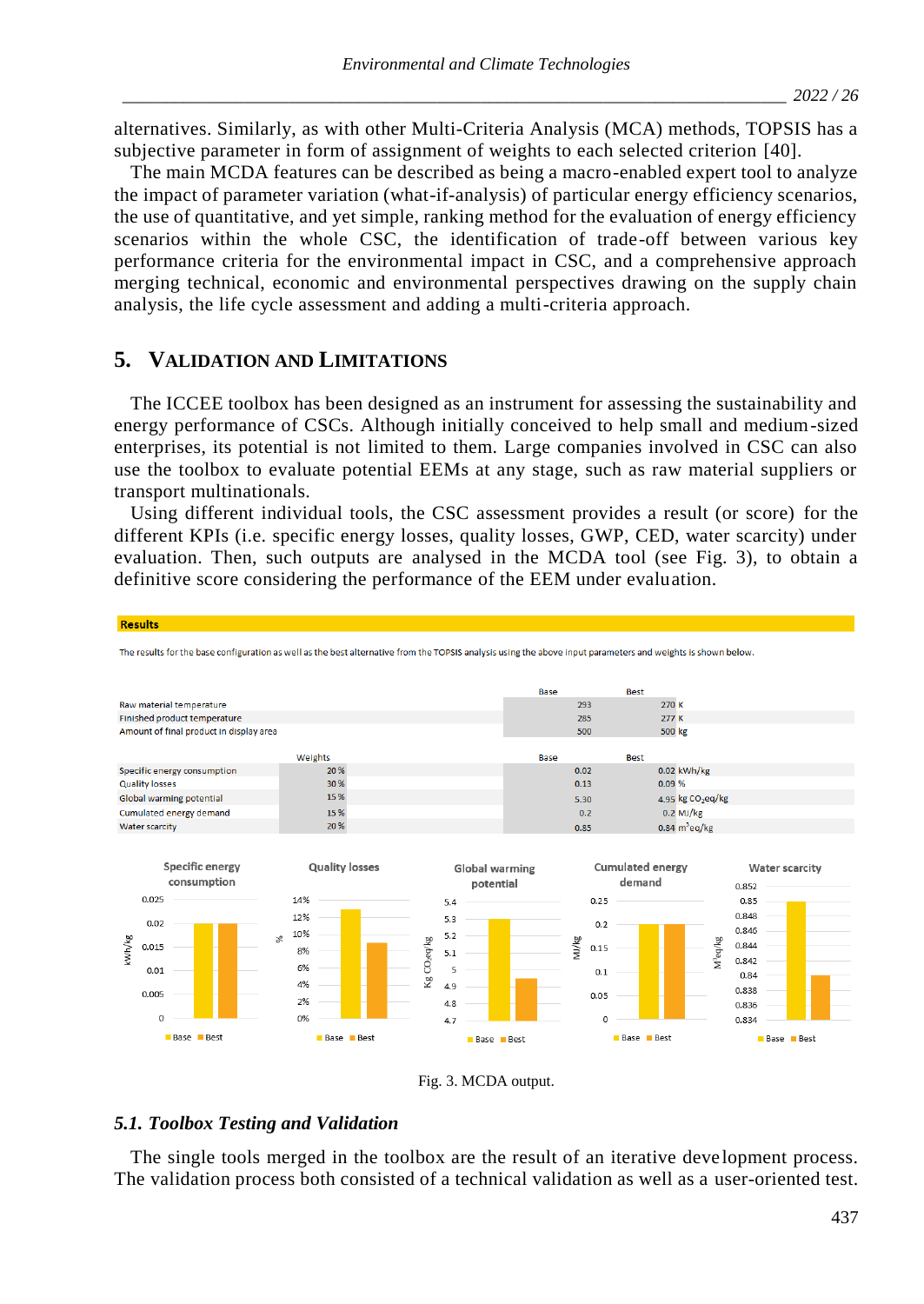alternatives. Similarly, as with other Multi-Criteria Analysis (MCA) methods, TOPSIS has a subjective parameter in form of assignment of weights to each selected criterion [40].

The main MCDA features can be described as being a macro-enabled expert tool to analyze the impact of parameter variation (what-if-analysis) of particular energy efficiency scenarios, the use of quantitative, and yet simple, ranking method for the evaluation of energy efficiency scenarios within the whole CSC, the identification of trade-off between various key performance criteria for the environmental impact in CSC, and a comprehensive approach merging technical, economic and environmental perspectives drawing on the supply chain analysis, the life cycle assessment and adding a multi-criteria approach.

## 5. Validation and Limitations

The ICCEE toolbox has been designed as an instrument for assessing the sustainability and energy performance of CSCs. Although initially conceived to help small and medium-sized enterprises, its potential is not limited to them. Large companies involved in CSC can also use the toolbox to evaluate potential EEMs at any stage, such as raw material suppliers or transport multinationals.

Using different individual tools, the CSC assessment provides a result (or score) for the different KPIs (i.e. specific energy losses, quality losses, GWP, CED, water scarcity) under evaluation. Then, such outputs are analysed in the MCDA tool (see Fig. 3), to obtain a definitive score considering the performance of the EEM under evaluation.

**Results**

The results for the base configuration as well as the best alternative from the TOPSIS analysis using the above input parameters and weights is shown below.

| | Base | Best | |
|---|---|---|---|
| Raw material temperature | 293 | 270 | K |
| Finished product temperature | 285 | 277 | K |
| Amount of final product in display area | 500 | 500 | kg |

| | Weights | Base | Best | |
|---|---|---|---|---|
| Specific energy consumption | 20 % | 0.02 | 0.02 | kWh/kg |
| Quality losses | 30 % | 0.13 | 0.09 | % |
| Global warming potential | 15 % | 5.30 | 4.95 | kg $CO_2eq$/kg |
| Cumulated energy demand | 15 % | 0.2 | 0.2 | MJ/kg |
| Water scarcity | 20 % | 0.85 | 0.84 | $m^3eq$/kg |

Fig. 3. MCDA output.

### *5.1. Toolbox Testing and Validation*

The single tools merged in the toolbox are the result of an iterative development process. The validation process both consisted of a technical validation as well as a user-oriented test.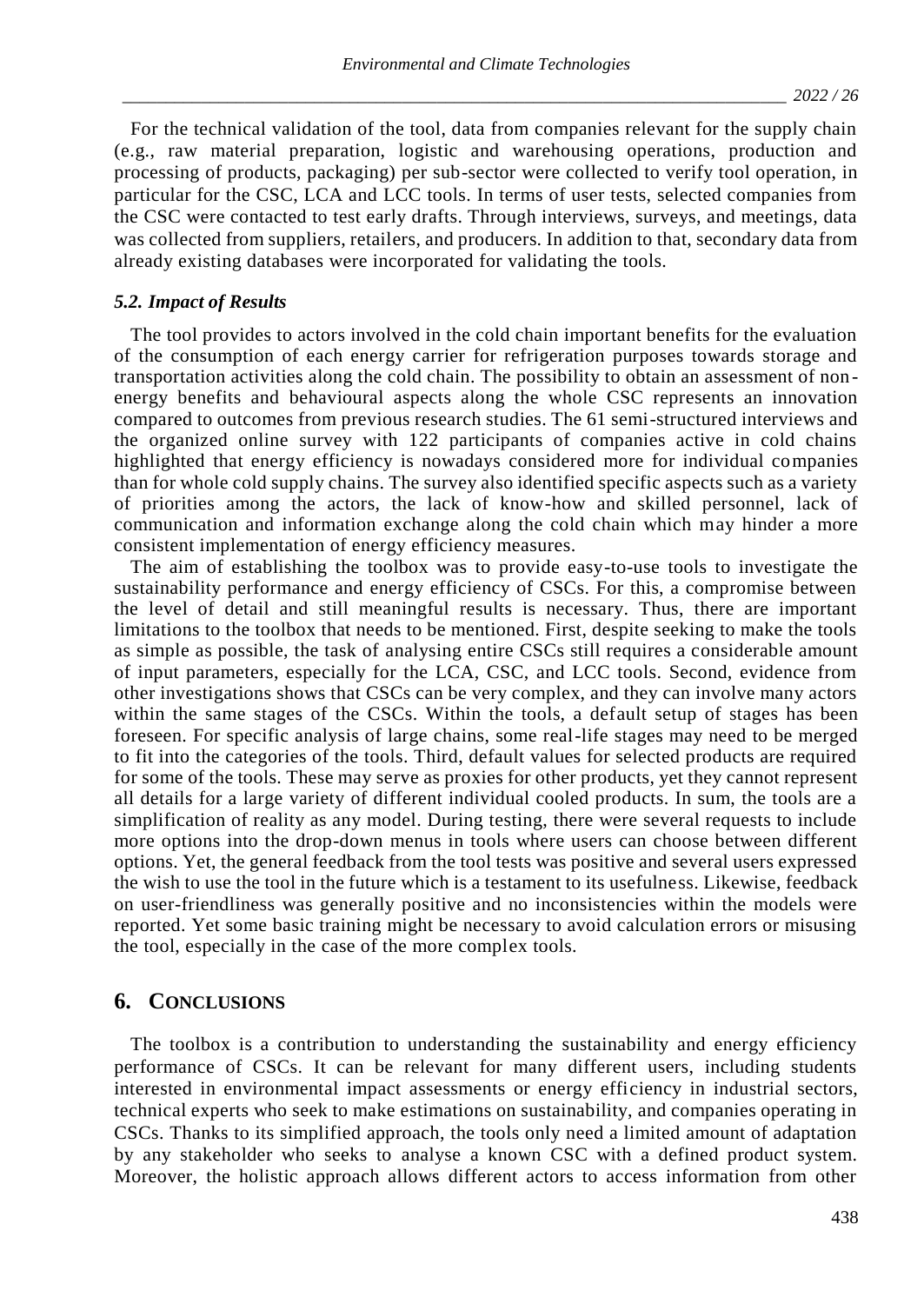For the technical validation of the tool, data from companies relevant for the supply chain (e.g., raw material preparation, logistic and warehousing operations, production and processing of products, packaging) per sub-sector were collected to verify tool operation, in particular for the CSC, LCA and LCC tools. In terms of user tests, selected companies from the CSC were contacted to test early drafts. Through interviews, surveys, and meetings, data was collected from suppliers, retailers, and producers. In addition to that, secondary data from already existing databases were incorporated for validating the tools.

### *5.2. Impact of Results*

The tool provides to actors involved in the cold chain important benefits for the evaluation of the consumption of each energy carrier for refrigeration purposes towards storage and transportation activities along the cold chain. The possibility to obtain an assessment of non-energy benefits and behavioural aspects along the whole CSC represents an innovation compared to outcomes from previous research studies. The 61 semi-structured interviews and the organized online survey with 122 participants of companies active in cold chains highlighted that energy efficiency is nowadays considered more for individual companies than for whole cold supply chains. The survey also identified specific aspects such as a variety of priorities among the actors, the lack of know-how and skilled personnel, lack of communication and information exchange along the cold chain which may hinder a more consistent implementation of energy efficiency measures.

The aim of establishing the toolbox was to provide easy-to-use tools to investigate the sustainability performance and energy efficiency of CSCs. For this, a compromise between the level of detail and still meaningful results is necessary. Thus, there are important limitations to the toolbox that needs to be mentioned. First, despite seeking to make the tools as simple as possible, the task of analysing entire CSCs still requires a considerable amount of input parameters, especially for the LCA, CSC, and LCC tools. Second, evidence from other investigations shows that CSCs can be very complex, and they can involve many actors within the same stages of the CSCs. Within the tools, a default setup of stages has been foreseen. For specific analysis of large chains, some real-life stages may need to be merged to fit into the categories of the tools. Third, default values for selected products are required for some of the tools. These may serve as proxies for other products, yet they cannot represent all details for a large variety of different individual cooled products. In sum, the tools are a simplification of reality as any model. During testing, there were several requests to include more options into the drop-down menus in tools where users can choose between different options. Yet, the general feedback from the tool tests was positive and several users expressed the wish to use the tool in the future which is a testament to its usefulness. Likewise, feedback on user-friendliness was generally positive and no inconsistencies within the models were reported. Yet some basic training might be necessary to avoid calculation errors or misusing the tool, especially in the case of the more complex tools.

## 6. CONCLUSIONS

The toolbox is a contribution to understanding the sustainability and energy efficiency performance of CSCs. It can be relevant for many different users, including students interested in environmental impact assessments or energy efficiency in industrial sectors, technical experts who seek to make estimations on sustainability, and companies operating in CSCs. Thanks to its simplified approach, the tools only need a limited amount of adaptation by any stakeholder who seeks to analyse a known CSC with a defined product system. Moreover, the holistic approach allows different actors to access information from other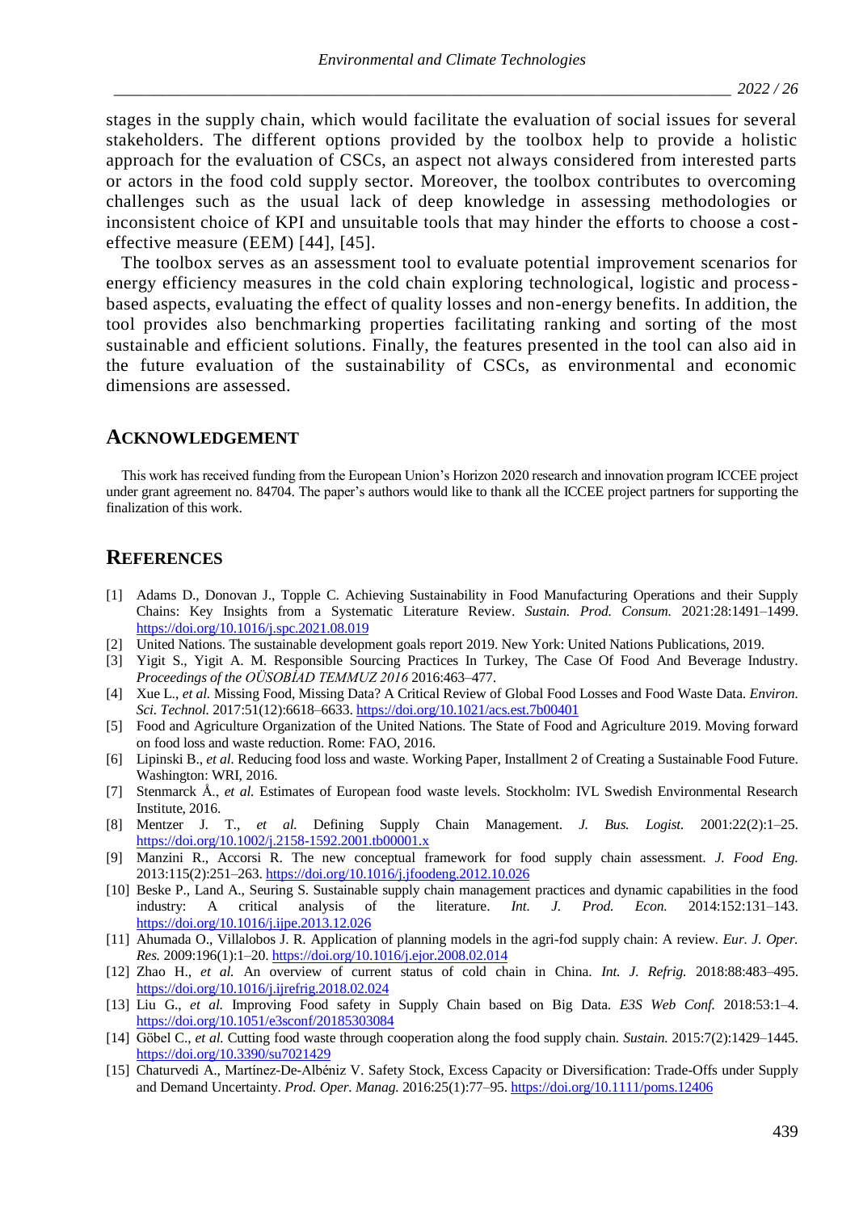stages in the supply chain, which would facilitate the evaluation of social issues for several stakeholders. The different options provided by the toolbox help to provide a holistic approach for the evaluation of CSCs, an aspect not always considered from interested parts or actors in the food cold supply sector. Moreover, the toolbox contributes to overcoming challenges such as the usual lack of deep knowledge in assessing methodologies or inconsistent choice of KPI and unsuitable tools that may hinder the efforts to choose a cost-effective measure (EEM) [44], [45].

The toolbox serves as an assessment tool to evaluate potential improvement scenarios for energy efficiency measures in the cold chain exploring technological, logistic and process-based aspects, evaluating the effect of quality losses and non-energy benefits. In addition, the tool provides also benchmarking properties facilitating ranking and sorting of the most sustainable and efficient solutions. Finally, the features presented in the tool can also aid in the future evaluation of the sustainability of CSCs, as environmental and economic dimensions are assessed.

## ACKNOWLEDGEMENT

This work has received funding from the European Union's Horizon 2020 research and innovation program ICCEE project under grant agreement no. 84704. The paper's authors would like to thank all the ICCEE project partners for supporting the finalization of this work.

## REFERENCES

[1] Adams D., Donovan J., Topple C. Achieving Sustainability in Food Manufacturing Operations and their Supply Chains: Key Insights from a Systematic Literature Review. *Sustain. Prod. Consum.* 2021:28:1491–1499. https://doi.org/10.1016/j.spc.2021.08.019

[2] United Nations. The sustainable development goals report 2019. New York: United Nations Publications, 2019.

[3] Yigit S., Yigit A. M. Responsible Sourcing Practices In Turkey, The Case Of Food And Beverage Industry. *Proceedings of the OÜSOBİAD TEMMUZ 2016* 2016:463–477.

[4] Xue L., *et al.* Missing Food, Missing Data? A Critical Review of Global Food Losses and Food Waste Data. *Environ. Sci. Technol.* 2017:51(12):6618–6633. https://doi.org/10.1021/acs.est.7b00401

[5] Food and Agriculture Organization of the United Nations. The State of Food and Agriculture 2019. Moving forward on food loss and waste reduction. Rome: FAO, 2016.

[6] Lipinski B., *et al.* Reducing food loss and waste. Working Paper, Installment 2 of Creating a Sustainable Food Future. Washington: WRI, 2016.

[7] Stenmarck Å., *et al.* Estimates of European food waste levels. Stockholm: IVL Swedish Environmental Research Institute, 2016.

[8] Mentzer J. T., *et al.* Defining Supply Chain Management. *J. Bus. Logist.* 2001:22(2):1–25. https://doi.org/10.1002/j.2158-1592.2001.tb00001.x

[9] Manzini R., Accorsi R. The new conceptual framework for food supply chain assessment. *J. Food Eng.* 2013:115(2):251–263. https://doi.org/10.1016/j.jfoodeng.2012.10.026

[10] Beske P., Land A., Seuring S. Sustainable supply chain management practices and dynamic capabilities in the food industry: A critical analysis of the literature. *Int. J. Prod. Econ.* 2014:152:131–143. https://doi.org/10.1016/j.ijpe.2013.12.026

[11] Ahumada O., Villalobos J. R. Application of planning models in the agri-fod supply chain: A review. *Eur. J. Oper. Res.* 2009:196(1):1–20. https://doi.org/10.1016/j.ejor.2008.02.014

[12] Zhao H., *et al.* An overview of current status of cold chain in China. *Int. J. Refrig.* 2018:88:483–495. https://doi.org/10.1016/j.ijrefrig.2018.02.024

[13] Liu G., *et al.* Improving Food safety in Supply Chain based on Big Data. *E3S Web Conf.* 2018:53:1–4. https://doi.org/10.1051/e3sconf/20185303084

[14] Göbel C., *et al.* Cutting food waste through cooperation along the food supply chain. *Sustain.* 2015:7(2):1429–1445. https://doi.org/10.3390/su7021429

[15] Chaturvedi A., Martínez-De-Albéniz V. Safety Stock, Excess Capacity or Diversification: Trade-Offs under Supply and Demand Uncertainty. *Prod. Oper. Manag.* 2016:25(1):77–95. https://doi.org/10.1111/poms.12406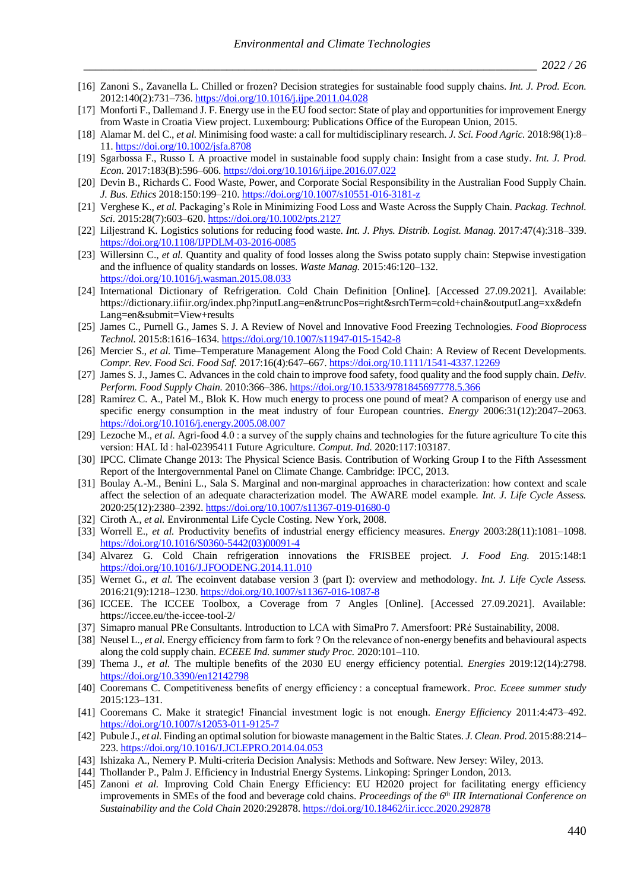[16] Zanoni S., Zavanella L. Chilled or frozen? Decision strategies for sustainable food supply chains. *Int. J. Prod. Econ.* 2012:140(2):731–736. https://doi.org/10.1016/j.ijpe.2011.04.028

[17] Monforti F., Dallemand J. F. Energy use in the EU food sector: State of play and opportunities for improvement Energy from Waste in Croatia View project. Luxembourg: Publications Office of the European Union, 2015.

[18] Alamar M. del C., *et al.* Minimising food waste: a call for multidisciplinary research. *J. Sci. Food Agric.* 2018:98(1):8–11. https://doi.org/10.1002/jsfa.8708

[19] Sgarbossa F., Russo I. A proactive model in sustainable food supply chain: Insight from a case study. *Int. J. Prod. Econ.* 2017:183(B):596–606. https://doi.org/10.1016/j.ijpe.2016.07.022

[20] Devin B., Richards C. Food Waste, Power, and Corporate Social Responsibility in the Australian Food Supply Chain. *J. Bus. Ethics* 2018:150:199–210. https://doi.org/10.1007/s10551-016-3181-z

[21] Verghese K., *et al.* Packaging's Role in Minimizing Food Loss and Waste Across the Supply Chain. *Packag. Technol. Sci.* 2015:28(7):603–620. https://doi.org/10.1002/pts.2127

[22] Liljestrand K. Logistics solutions for reducing food waste. *Int. J. Phys. Distrib. Logist. Manag.* 2017:47(4):318–339. https://doi.org/10.1108/IJPDLM-03-2016-0085

[23] Willersinn C., *et al.* Quantity and quality of food losses along the Swiss potato supply chain: Stepwise investigation and the influence of quality standards on losses. *Waste Manag.* 2015:46:120–132. https://doi.org/10.1016/j.wasman.2015.08.033

[24] International Dictionary of Refrigeration. Cold Chain Definition [Online]. [Accessed 27.09.2021]. Available: https://dictionary.iifiir.org/index.php?inputLang=en&truncPos=right&srchTerm=cold+chain&outputLang=xx&defnLang=en&submit=View+results

[25] James C., Purnell G., James S. J. A Review of Novel and Innovative Food Freezing Technologies. *Food Bioprocess Technol.* 2015:8:1616–1634. https://doi.org/10.1007/s11947-015-1542-8

[26] Mercier S., *et al.* Time–Temperature Management Along the Food Cold Chain: A Review of Recent Developments. *Compr. Rev. Food Sci. Food Saf.* 2017:16(4):647–667. https://doi.org/10.1111/1541-4337.12269

[27] James S. J., James C. Advances in the cold chain to improve food safety, food quality and the food supply chain. *Deliv. Perform. Food Supply Chain.* 2010:366–386. https://doi.org/10.1533/9781845697778.5.366

[28] Ramírez C. A., Patel M., Blok K. How much energy to process one pound of meat? A comparison of energy use and specific energy consumption in the meat industry of four European countries. *Energy* 2006:31(12):2047–2063. https://doi.org/10.1016/j.energy.2005.08.007

[29] Lezoche M., *et al.* Agri-food 4.0 : a survey of the supply chains and technologies for the future agriculture To cite this version: HAL Id : hal-02395411 Future Agriculture. *Comput. Ind.* 2020:117:103187.

[30] IPCC. Climate Change 2013: The Physical Science Basis. Contribution of Working Group I to the Fifth Assessment Report of the Intergovernmental Panel on Climate Change. Cambridge: IPCC, 2013.

[31] Boulay A.-M., Benini L., Sala S. Marginal and non-marginal approaches in characterization: how context and scale affect the selection of an adequate characterization model. The AWARE model example. *Int. J. Life Cycle Assess.* 2020:25(12):2380–2392. https://doi.org/10.1007/s11367-019-01680-0

[32] Ciroth A., *et al.* Environmental Life Cycle Costing. New York, 2008.

[33] Worrell E., *et al.* Productivity benefits of industrial energy efficiency measures. *Energy* 2003:28(11):1081–1098. https://doi.org/10.1016/S0360-5442(03)00091-4

[34] Alvarez G. Cold Chain refrigeration innovations the FRISBEE project. *J. Food Eng.* 2015:148:1 https://doi.org/10.1016/J.JFOODENG.2014.11.010

[35] Wernet G., *et al.* The ecoinvent database version 3 (part I): overview and methodology. *Int. J. Life Cycle Assess.* 2016:21(9):1218–1230. https://doi.org/10.1007/s11367-016-1087-8

[36] ICCEE. The ICCEE Toolbox, a Coverage from 7 Angles [Online]. [Accessed 27.09.2021]. Available: https://iccee.eu/the-iccee-tool-2/

[37] Simapro manual PRe Consultants. Introduction to LCA with SimaPro 7. Amersfoort: PRé Sustainability, 2008.

[38] Neusel L., *et al.* Energy efficiency from farm to fork ? On the relevance of non-energy benefits and behavioural aspects along the cold supply chain. *ECEEE Ind. summer study Proc.* 2020:101–110.

[39] Thema J., *et al.* The multiple benefits of the 2030 EU energy efficiency potential. *Energies* 2019:12(14):2798. https://doi.org/10.3390/en12142798

[40] Cooremans C. Competitiveness benefits of energy efficiency : a conceptual framework. *Proc. Eceee summer study* 2015:123–131.

[41] Cooremans C. Make it strategic! Financial investment logic is not enough. *Energy Efficiency* 2011:4:473–492. https://doi.org/10.1007/s12053-011-9125-7

[42] Pubule J., *et al.* Finding an optimal solution for biowaste management in the Baltic States. *J. Clean. Prod.* 2015:88:214–223. https://doi.org/10.1016/J.JCLEPRO.2014.04.053

[43] Ishizaka A., Nemery P. Multi-criteria Decision Analysis: Methods and Software. New Jersey: Wiley, 2013.

[44] Thollander P., Palm J. Efficiency in Industrial Energy Systems. Linkoping: Springer London, 2013.

[45] Zanoni *et al.* Improving Cold Chain Energy Efficiency: EU H2020 project for facilitating energy efficiency improvements in SMEs of the food and beverage cold chains. *Proceedings of the 6th IIR International Conference on Sustainability and the Cold Chain* 2020:292878. https://doi.org/10.18462/iir.iccc.2020.292878